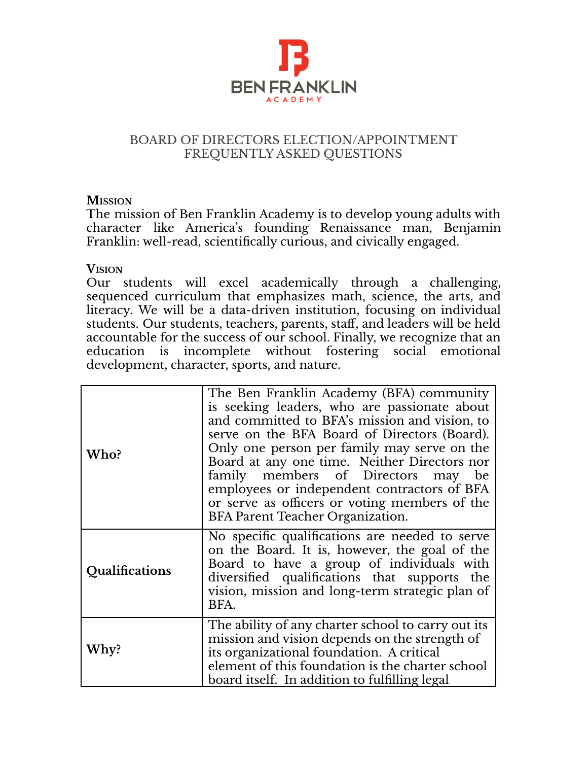BEN FRANKLIN ACADEMY

# BOARD OF DIRECTORS ELECTION/APPOINTMENT FREQUENTLY ASKED QUESTIONS

**Mission**

The mission of Ben Franklin Academy is to develop young adults with character like America's founding Renaissance man, Benjamin Franklin: well-read, scientifically curious, and civically engaged.

**Vision**

Our students will excel academically through a challenging, sequenced curriculum that emphasizes math, science, the arts, and literacy. We will be a data-driven institution, focusing on individual students. Our students, teachers, parents, staff, and leaders will be held accountable for the success of our school. Finally, we recognize that an education is incomplete without fostering social emotional development, character, sports, and nature.

| | |
|---|---|
| **Who?** | The Ben Franklin Academy (BFA) community is seeking leaders, who are passionate about and committed to BFA's mission and vision, to serve on the BFA Board of Directors (Board). Only one person per family may serve on the Board at any one time. Neither Directors nor family members of Directors may be employees or independent contractors of BFA or serve as officers or voting members of the BFA Parent Teacher Organization. |
| **Qualifications** | No specific qualifications are needed to serve on the Board. It is, however, the goal of the Board to have a group of individuals with diversified qualifications that supports the vision, mission and long-term strategic plan of BFA. |
| **Why?** | The ability of any charter school to carry out its mission and vision depends on the strength of its organizational foundation. A critical element of this foundation is the charter school board itself. In addition to fulfilling legal |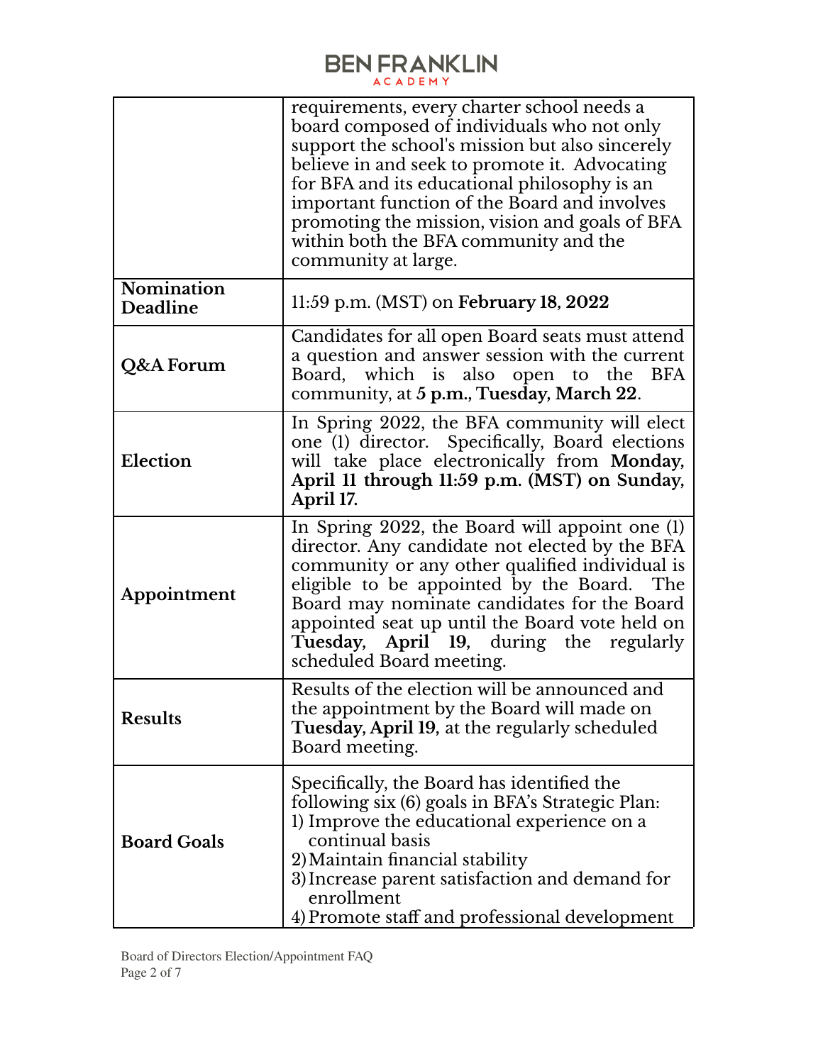| | |
|---|---|
| | requirements, every charter school needs a board composed of individuals who not only support the school's mission but also sincerely believe in and seek to promote it. Advocating for BFA and its educational philosophy is an important function of the Board and involves promoting the mission, vision and goals of BFA within both the BFA community and the community at large. |
| **Nomination Deadline** | 11:59 p.m. (MST) on **February 18, 2022** |
| **Q&A Forum** | Candidates for all open Board seats must attend a question and answer session with the current Board, which is also open to the BFA community, at **5 p.m., Tuesday, March 22**. |
| **Election** | In Spring 2022, the BFA community will elect one (1) director. Specifically, Board elections will take place electronically from **Monday, April 11 through 11:59 p.m. (MST) on Sunday, April 17.** |
| **Appointment** | In Spring 2022, the Board will appoint one (1) director. Any candidate not elected by the BFA community or any other qualified individual is eligible to be appointed by the Board. The Board may nominate candidates for the Board appointed seat up until the Board vote held on **Tuesday, April 19,** during the regularly scheduled Board meeting. |
| **Results** | Results of the election will be announced and the appointment by the Board will made on **Tuesday, April 19,** at the regularly scheduled Board meeting. |
| **Board Goals** | Specifically, the Board has identified the following six (6) goals in BFA's Strategic Plan:<br>1) Improve the educational experience on a continual basis<br>2) Maintain financial stability<br>3) Increase parent satisfaction and demand for enrollment<br>4) Promote staff and professional development |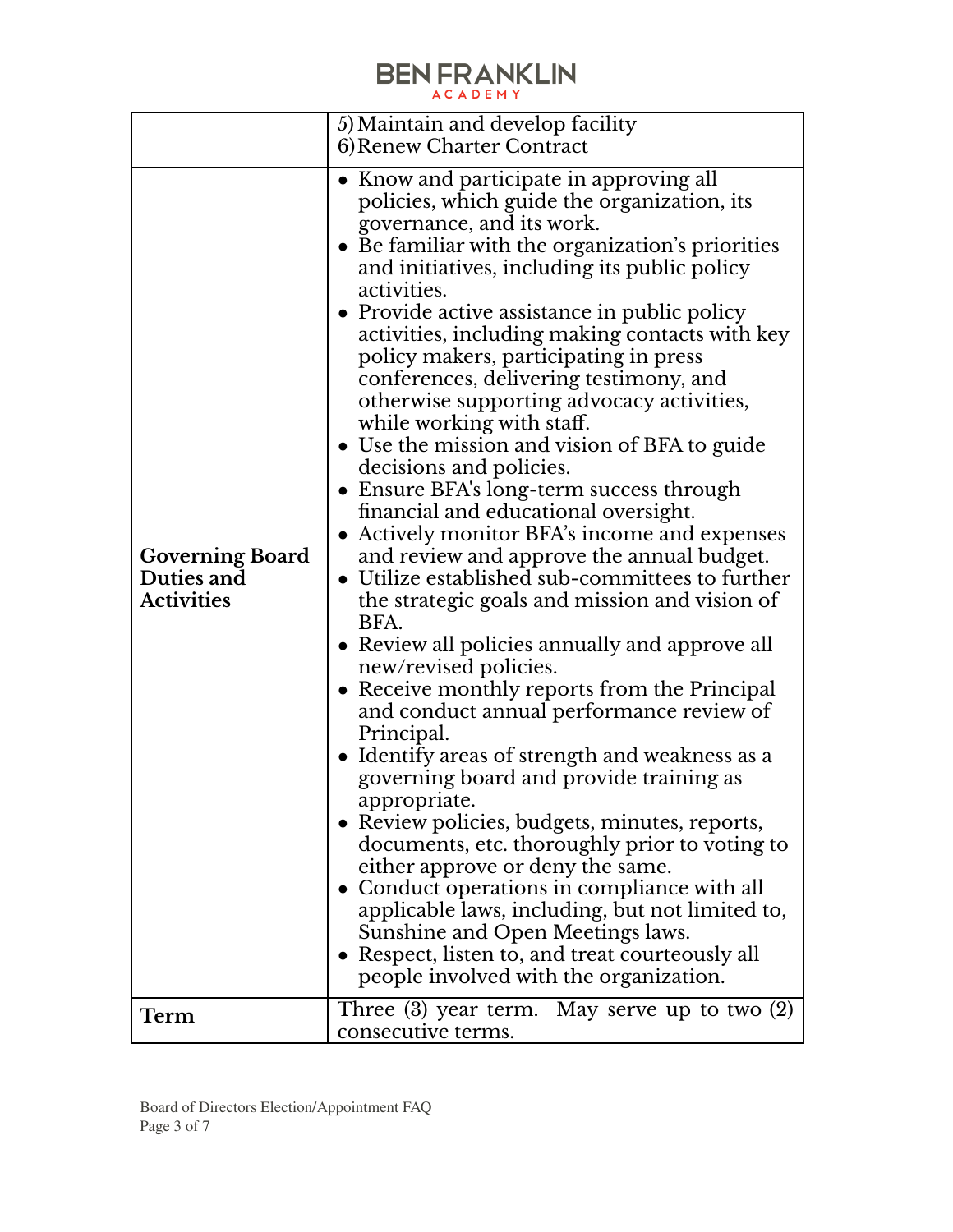| | |
|---|---|
| | 5) Maintain and develop facility<br>6) Renew Charter Contract |
| **Governing Board Duties and Activities** | • Know and participate in approving all policies, which guide the organization, its governance, and its work.<br>• Be familiar with the organization's priorities and initiatives, including its public policy activities.<br>• Provide active assistance in public policy activities, including making contacts with key policy makers, participating in press conferences, delivering testimony, and otherwise supporting advocacy activities, while working with staff.<br>• Use the mission and vision of BFA to guide decisions and policies.<br>• Ensure BFA's long-term success through financial and educational oversight.<br>• Actively monitor BFA's income and expenses and review and approve the annual budget.<br>• Utilize established sub-committees to further the strategic goals and mission and vision of BFA.<br>• Review all policies annually and approve all new/revised policies.<br>• Receive monthly reports from the Principal and conduct annual performance review of Principal.<br>• Identify areas of strength and weakness as a governing board and provide training as appropriate.<br>• Review policies, budgets, minutes, reports, documents, etc. thoroughly prior to voting to either approve or deny the same.<br>• Conduct operations in compliance with all applicable laws, including, but not limited to, Sunshine and Open Meetings laws.<br>• Respect, listen to, and treat courteously all people involved with the organization. |
| **Term** | Three (3) year term. May serve up to two (2) consecutive terms. |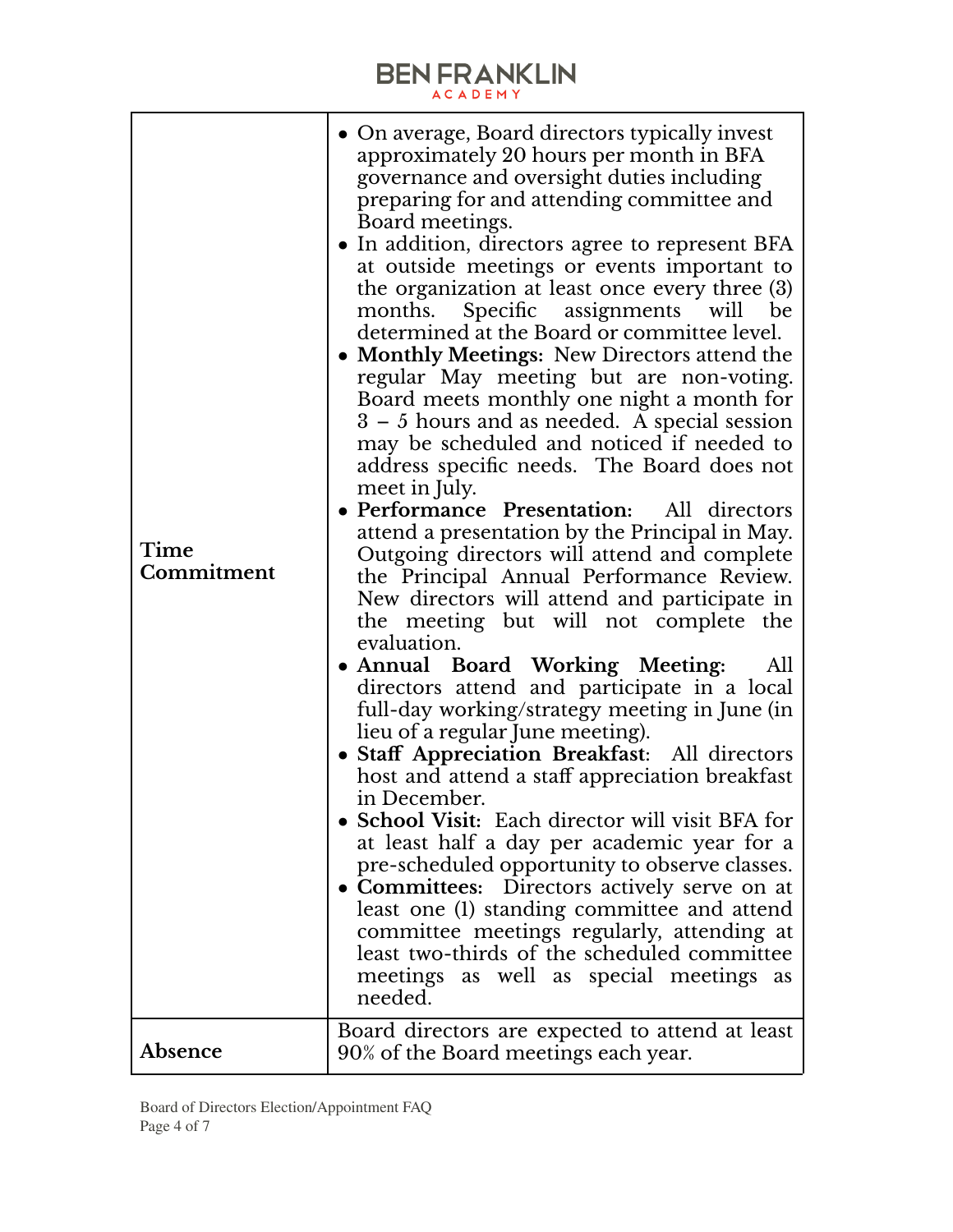| | |
|---|---|
| **Time Commitment** | • On average, Board directors typically invest approximately 20 hours per month in BFA governance and oversight duties including preparing for and attending committee and Board meetings.<br>• In addition, directors agree to represent BFA at outside meetings or events important to the organization at least once every three (3) months. Specific assignments will be determined at the Board or committee level.<br>• **Monthly Meetings:** New Directors attend the regular May meeting but are non-voting. Board meets monthly one night a month for 3 – 5 hours and as needed. A special session may be scheduled and noticed if needed to address specific needs. The Board does not meet in July.<br>• **Performance Presentation:** All directors attend a presentation by the Principal in May. Outgoing directors will attend and complete the Principal Annual Performance Review. New directors will attend and participate in the meeting but will not complete the evaluation.<br>• **Annual Board Working Meeting:** All directors attend and participate in a local full-day working/strategy meeting in June (in lieu of a regular June meeting).<br>• **Staff Appreciation Breakfast**: All directors host and attend a staff appreciation breakfast in December.<br>• **School Visit:** Each director will visit BFA for at least half a day per academic year for a pre-scheduled opportunity to observe classes.<br>• **Committees:** Directors actively serve on at least one (1) standing committee and attend committee meetings regularly, attending at least two-thirds of the scheduled committee meetings as well as special meetings as needed. |
| **Absence** | Board directors are expected to attend at least 90% of the Board meetings each year. |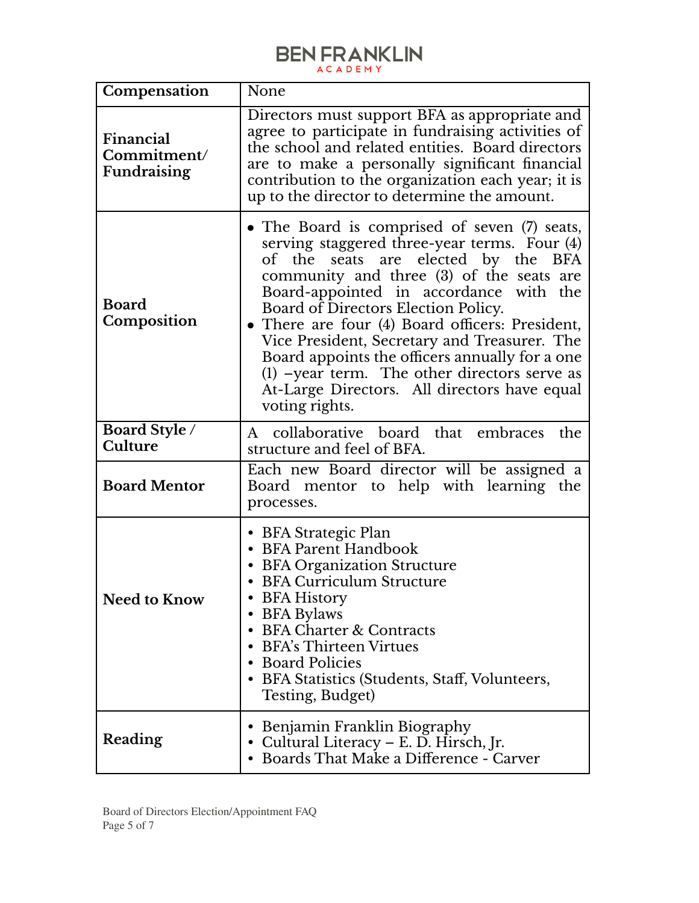| | |
|---|---|
| **Compensation** | None |
| **Financial Commitment/ Fundraising** | Directors must support BFA as appropriate and agree to participate in fundraising activities of the school and related entities. Board directors are to make a personally significant financial contribution to the organization each year; it is up to the director to determine the amount. |
| **Board Composition** | • The Board is comprised of seven (7) seats, serving staggered three-year terms. Four (4) of the seats are elected by the BFA community and three (3) of the seats are Board-appointed in accordance with the Board of Directors Election Policy.<br>• There are four (4) Board officers: President, Vice President, Secretary and Treasurer. The Board appoints the officers annually for a one (1) –year term. The other directors serve as At-Large Directors. All directors have equal voting rights. |
| **Board Style / Culture** | A collaborative board that embraces the structure and feel of BFA. |
| **Board Mentor** | Each new Board director will be assigned a Board mentor to help with learning the processes. |
| **Need to Know** | • BFA Strategic Plan<br>• BFA Parent Handbook<br>• BFA Organization Structure<br>• BFA Curriculum Structure<br>• BFA History<br>• BFA Bylaws<br>• BFA Charter & Contracts<br>• BFA's Thirteen Virtues<br>• Board Policies<br>• BFA Statistics (Students, Staff, Volunteers, Testing, Budget) |
| **Reading** | • Benjamin Franklin Biography<br>• Cultural Literacy – E. D. Hirsch, Jr.<br>• Boards That Make a Difference - Carver |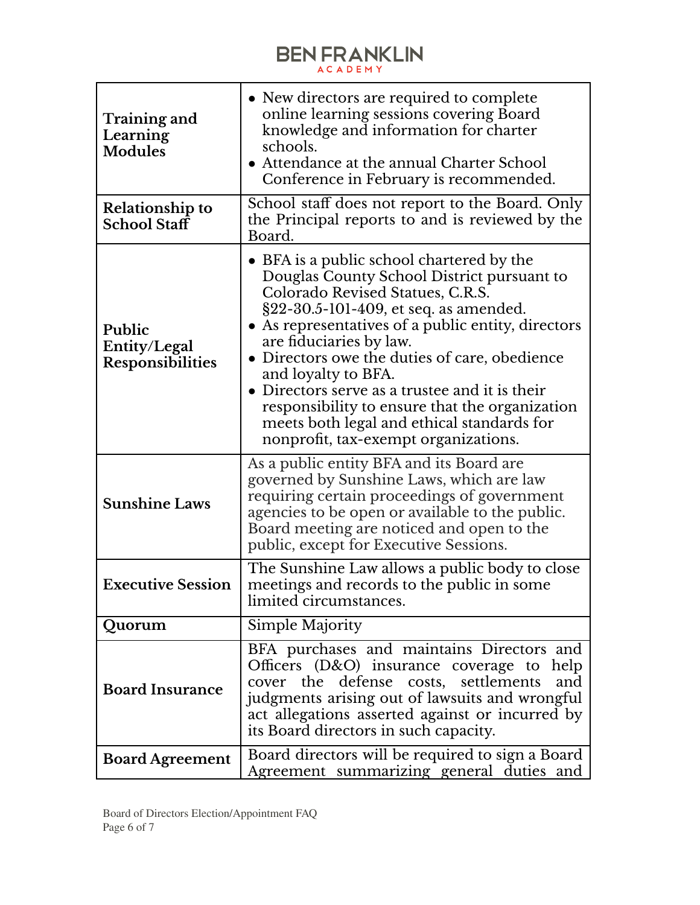| | |
|---|---|
| **Training and Learning Modules** | • New directors are required to complete online learning sessions covering Board knowledge and information for charter schools.<br>• Attendance at the annual Charter School Conference in February is recommended. |
| **Relationship to School Staff** | School staff does not report to the Board. Only the Principal reports to and is reviewed by the Board. |
| **Public Entity/Legal Responsibilities** | • BFA is a public school chartered by the Douglas County School District pursuant to Colorado Revised Statues, C.R.S. §22-30.5-101-409, et seq. as amended.<br>• As representatives of a public entity, directors are fiduciaries by law.<br>• Directors owe the duties of care, obedience and loyalty to BFA.<br>• Directors serve as a trustee and it is their responsibility to ensure that the organization meets both legal and ethical standards for nonprofit, tax-exempt organizations. |
| **Sunshine Laws** | As a public entity BFA and its Board are governed by Sunshine Laws, which are law requiring certain proceedings of government agencies to be open or available to the public. Board meeting are noticed and open to the public, except for Executive Sessions. |
| **Executive Session** | The Sunshine Law allows a public body to close meetings and records to the public in some limited circumstances. |
| **Quorum** | Simple Majority |
| **Board Insurance** | BFA purchases and maintains Directors and Officers (D&O) insurance coverage to help cover the defense costs, settlements and judgments arising out of lawsuits and wrongful act allegations asserted against or incurred by its Board directors in such capacity. |
| **Board Agreement** | Board directors will be required to sign a Board Agreement summarizing general duties and |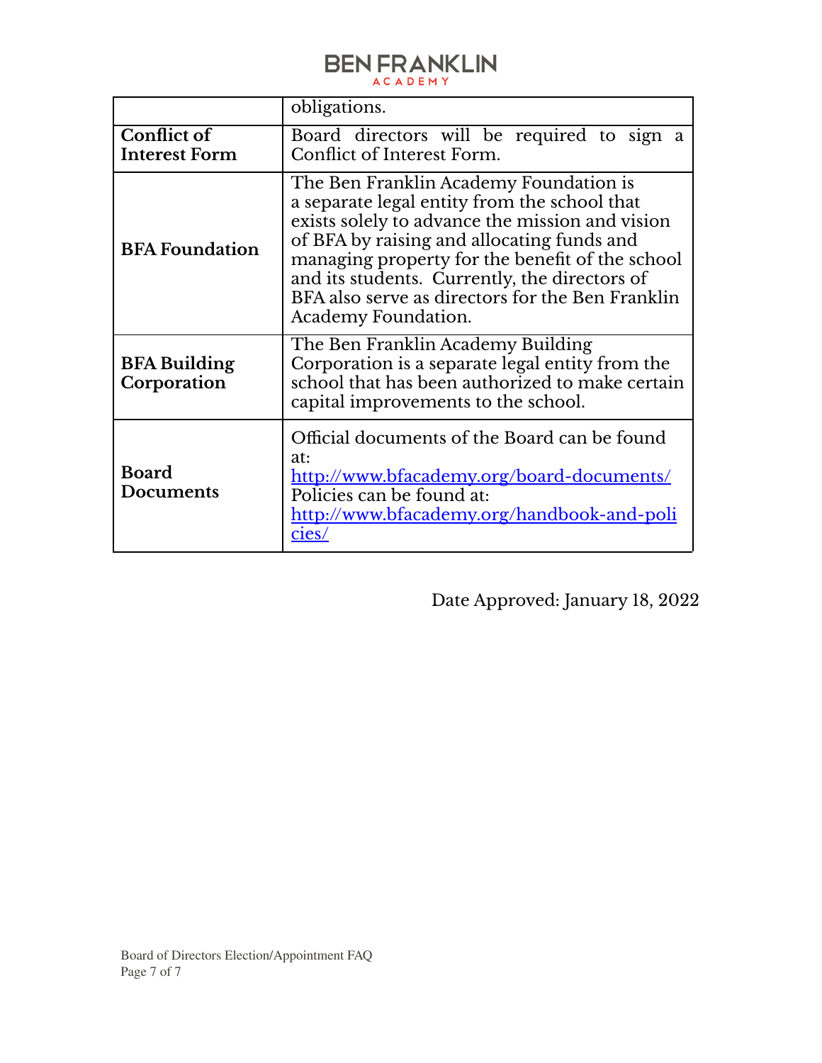| | |
|---|---|
| | obligations. |
| **Conflict of Interest Form** | Board directors will be required to sign a Conflict of Interest Form. |
| **BFA Foundation** | The Ben Franklin Academy Foundation is a separate legal entity from the school that exists solely to advance the mission and vision of BFA by raising and allocating funds and managing property for the benefit of the school and its students. Currently, the directors of BFA also serve as directors for the Ben Franklin Academy Foundation. |
| **BFA Building Corporation** | The Ben Franklin Academy Building Corporation is a separate legal entity from the school that has been authorized to make certain capital improvements to the school. |
| **Board Documents** | Official documents of the Board can be found at: [http://www.bfacademy.org/board-documents/](http://www.bfacademy.org/board-documents/) Policies can be found at: [http://www.bfacademy.org/handbook-and-policies/](http://www.bfacademy.org/handbook-and-policies/) |

Date Approved: January 18, 2022